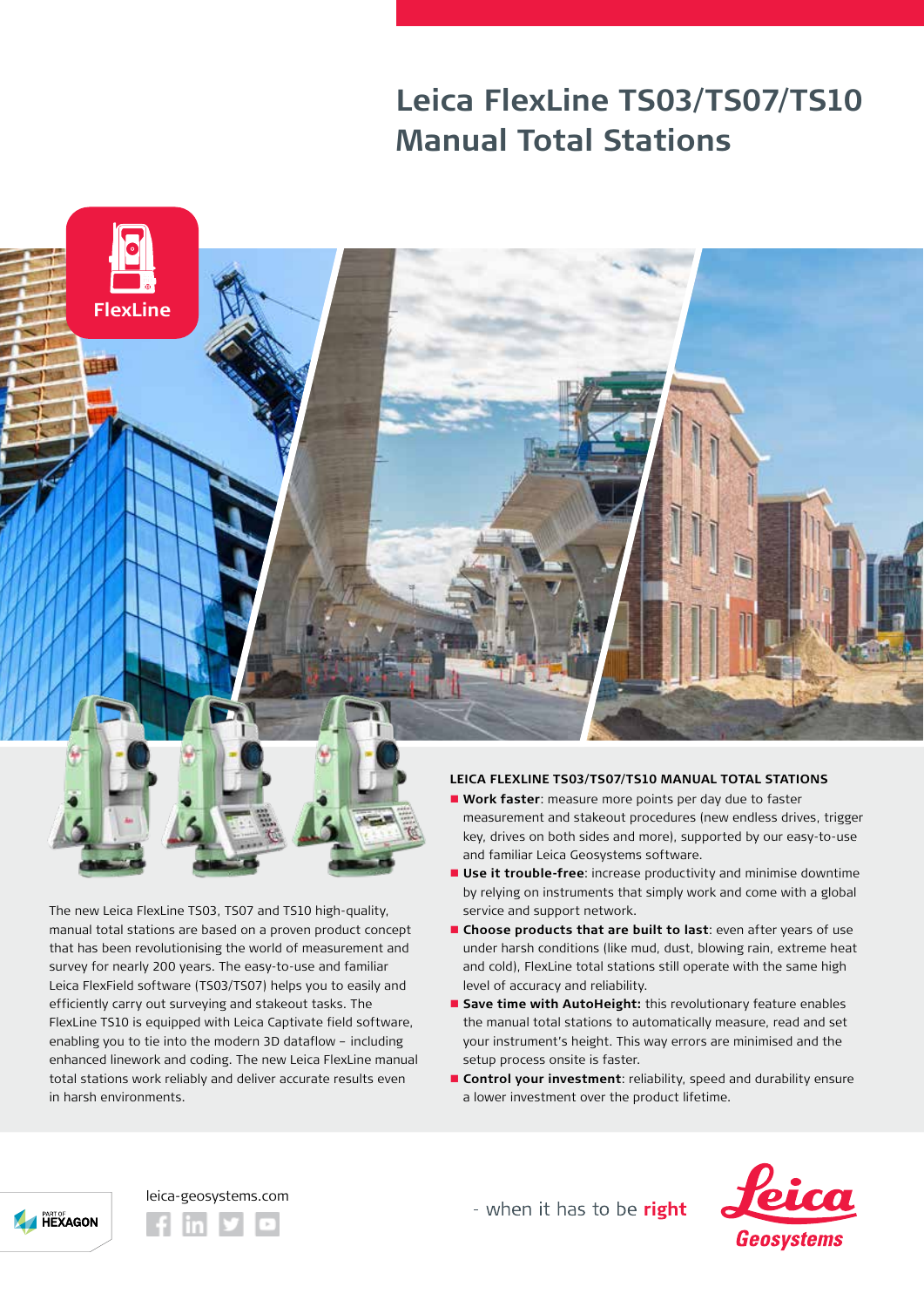# Leica FlexLine TS03/TS07/TS10 Manual Total Stations

FlexLine

The new Leica FlexLine TS03, TS07 and TS10 high-quality, manual total stations are based on a proven product concept that has been revolutionising the world of measurement and survey for nearly 200 years. The easy-to-use and familiar Leica FlexField software (TS03/TS07) helps you to easily and efficiently carry out surveying and stakeout tasks. The FlexLine TS10 is equipped with Leica Captivate field software, enabling you to tie into the modern 3D dataflow – including enhanced linework and coding. The new Leica FlexLine manual total stations work reliably and deliver accurate results even in harsh environments.

## LEICA FLEXLINE TS03/TS07/TS10 MANUAL TOTAL STATIONS

- **Work faster**: measure more points per day due to faster measurement and stakeout procedures (new endless drives, trigger key, drives on both sides and more), supported by our easy-to-use and familiar Leica Geosystems software.
- **Use it trouble-free**: increase productivity and minimise downtime by relying on instruments that simply work and come with a global service and support network.
- **Choose products that are built to last**: even after years of use under harsh conditions (like mud, dust, blowing rain, extreme heat and cold), FlexLine total stations still operate with the same high level of accuracy and reliability.
- **Save time with AutoHeight:** this revolutionary feature enables the manual total stations to automatically measure, read and set your instrument's height. This way errors are minimised and the setup process onsite is faster.
- **Control your investment**: reliability, speed and durability ensure a lower investment over the product lifetime.

PART OF HEXAGON

leica-geosystems.com

- when it has to be **right**

Leica Geosystems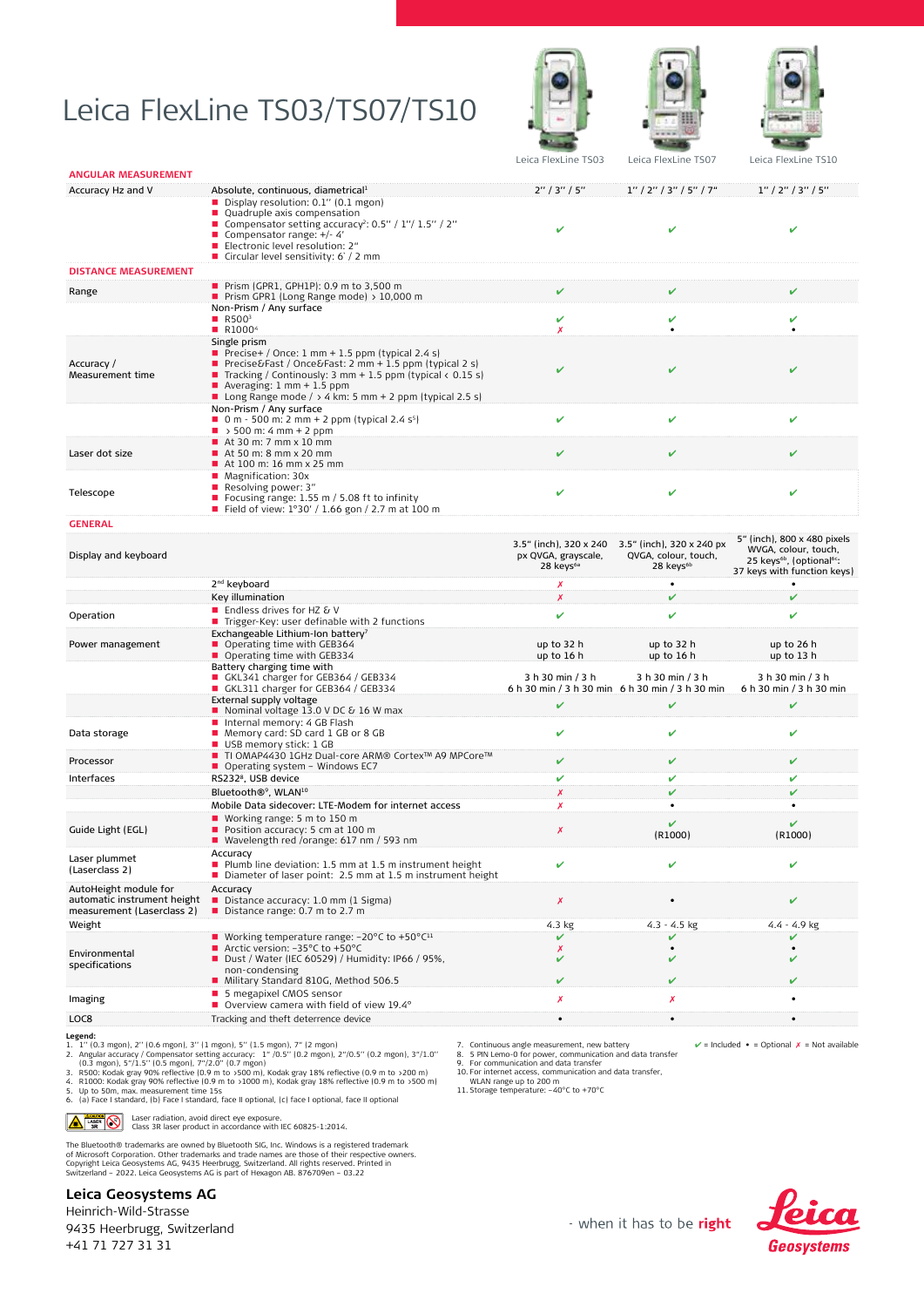# Leica FlexLine TS03/TS07/TS10

| | | Leica FlexLine TS03 | Leica FlexLine TS07 | Leica FlexLine TS10 |
|---|---|---|---|---|
| **ANGULAR MEASUREMENT** | | | | |
| Accuracy Hz and V | Absolute, continuous, diametrical[1] | 2" / 3" / 5" | 1" / 2" / 3" / 5" / 7" | 1" / 2" / 3" / 5" |
| | ■ Display resolution: 0.1" (0.1 mgon)<br>■ Quadruple axis compensation<br>■ Compensator setting accuracy[2]: 0.5" / 1"/ 1.5" / 2"<br>■ Compensator range: +/- 4'<br>■ Electronic level resolution: 2"<br>■ Circular level sensitivity: 6' / 2 mm | ✔ | ✔ | ✔ |
| **DISTANCE MEASUREMENT** | | | | |
| Range | ■ Prism (GPR1, GPH1P): 0.9 m to 3,500 m<br>■ Prism GPR1 (Long Range mode) > 10,000 m | ✔ | ✔ | ✔ |
| | Non-Prism / Any surface<br>■ R500[3]<br>■ R1000[4] | ✔<br>✗ | ✔<br>• | ✔<br>• |
| Accuracy / Measurement time | Single prism<br>■ Precise+ / Once: 1 mm + 1.5 ppm (typical 2.4 s)<br>■ Precise&Fast / Once&Fast: 2 mm + 1.5 ppm (typical 2 s)<br>■ Tracking / Continously: 3 mm + 1.5 ppm (typical < 0.15 s)<br>■ Averaging: 1 mm + 1.5 ppm<br>■ Long Range mode / > 4 km: 5 mm + 2 ppm (typical 2.5 s) | ✔ | ✔ | ✔ |
| | Non-Prism / Any surface<br>■ 0 m - 500 m: 2 mm + 2 ppm (typical 2.4 s[5])<br>■ > 500 m: 4 mm + 2 ppm | ✔ | ✔ | ✔ |
| Laser dot size | ■ At 30 m: 7 mm x 10 mm<br>■ At 50 m: 8 mm x 20 mm<br>■ At 100 m: 16 mm x 25 mm | ✔ | ✔ | ✔ |
| Telescope | ■ Magnification: 30x<br>■ Resolving power: 3"<br>■ Focusing range: 1.55 m / 5.08 ft to infinity<br>■ Field of view: 1°30' / 1.66 gon / 2.7 m at 100 m | ✔ | ✔ | ✔ |
| **GENERAL** | | | | |
| Display and keyboard | | 3.5" (inch), 320 x 240 px QVGA, grayscale, 28 keys[6a] | 3.5" (inch), 320 x 240 px QVGA, colour, touch, 28 keys[6b] | 5" (inch), 800 x 480 pixels WVGA, colour, touch, 25 keys[6b], (optional[6c]: 37 keys with function keys) |
| | 2nd keyboard | ✗ | • | • |
| | Key illumination | ✗ | ✔ | ✔ |
| Operation | ■ Endless drives for HZ & V<br>■ Trigger-Key: user definable with 2 functions | ✔ | ✔ | ✔ |
| Power management | Exchangeable Lithium-Ion battery[7]<br>■ Operating time with GEB364<br>■ Operating time with GEB334 | up to 32 h<br>up to 16 h | up to 32 h<br>up to 16 h | up to 26 h<br>up to 13 h |
| | Battery charging time with<br>■ GKL341 charger for GEB364 / GEB334<br>■ GKL311 charger for GEB364 / GEB334 | 3 h 30 min / 3 h<br>6 h 30 min / 3 h 30 min | 3 h 30 min / 3 h<br>6 h 30 min / 3 h 30 min | 3 h 30 min / 3 h<br>6 h 30 min / 3 h 30 min |
| | External supply voltage<br>■ Nominal voltage 13.0 V DC & 16 W max | ✔ | ✔ | ✔ |
| Data storage | ■ Internal memory: 4 GB Flash<br>■ Memory card: SD card 1 GB or 8 GB<br>■ USB memory stick: 1 GB | ✔ | ✔ | ✔ |
| Processor | ■ TI OMAP4430 1GHz Dual-core ARM® Cortex™ A9 MPCore™<br>■ Operating system - Windows EC7 | ✔ | ✔ | ✔ |
| Interfaces | RS232[8], USB device | ✔ | ✔ | ✔ |
| | Bluetooth®[9], WLAN[10] | ✗ | ✔ | ✔ |
| | Mobile Data sidecover: LTE-Modem for internet access | ✗ | • | • |
| Guide Light (EGL) | ■ Working range: 5 m to 150 m<br>■ Position accuracy: 5 cm at 100 m<br>■ Wavelength red /orange: 617 nm / 593 nm | ✗ | ✔<br>(R1000) | ✔<br>(R1000) |
| Laser plummet (Laserclass 2) | Accuracy<br>■ Plumb line deviation: 1.5 mm at 1.5 m instrument height<br>■ Diameter of laser point: 2.5 mm at 1.5 m instrument height | ✔ | ✔ | ✔ |
| AutoHeight module for automatic instrument height measurement (Laserclass 2) | Accuracy<br>■ Distance accuracy: 1.0 mm (1 Sigma)<br>■ Distance range: 0.7 m to 2.7 m | ✗ | • | ✔ |
| Weight | | 4.3 kg | 4.3 - 4.5 kg | 4.4 - 4.9 kg |
| Environmental specifications | ■ Working temperature range: -20°C to +50°C[11]<br>■ Arctic version: -35°C to +50°C<br>■ Dust / Water (IEC 60529) / Humidity: IP66 / 95%, non-condensing<br>■ Military Standard 810G, Method 506.5 | ✔<br>✗<br>✔<br><br>✔ | ✔<br>•<br>✔<br><br>✔ | ✔<br>•<br>✔<br><br>✔ |
| Imaging | ■ 5 megapixel CMOS sensor<br>■ Overview camera with field of view 19.4° | ✗ | ✗ | • |
| LOC8 | Tracking and theft deterrence device | • | • | • |

**Legend:**

✔ = Included • = Optional ✗ = Not available

1. 1" (0.3 mgon), 2" (0.6 mgon), 3" (1 mgon), 5" (1.5 mgon), 7" (2 mgon)
2. Angular accuracy / Compensator setting accuracy: 1" /0.5" (0.2 mgon), 2"/0.5" (0.2 mgon), 3"/1.0" (0.3 mgon), 5"/1.5" (0.5 mgon), 7"/2.0" (0.7 mgon)
3. R500: Kodak gray 90% reflective (0.9 m to >500 m), Kodak gray 18% reflective (0.9 m to >200 m)
4. R1000: Kodak gray 90% reflective (0.9 m to >1000 m), Kodak gray 18% reflective (0.9 m to >500 m)
5. Up to 50m, max. measurement time 15s
6. (a) Face I standard, (b) Face I standard, face II optional, (c) face I optional, face II optional
7. Continuous angle measurement, new battery
8. 5 PIN Lemo-0 for power, communication and data transfer
9. For communication and data transfer
10. For internet access, communication and data transfer, WLAN range up to 200 m
11. Storage temperature: -40°C to +70°C

Laser radiation, avoid direct eye exposure.
Class 3R laser product in accordance with IEC 60825-1:2014.

The Bluetooth® trademarks are owned by Bluetooth SIG, Inc. Windows is a registered trademark of Microsoft Corporation. Other trademarks and trade names are those of their respective owners. Copyright Leica Geosystems AG, 9435 Heerbrugg, Switzerland. All rights reserved. Printed in Switzerland – 2022. Leica Geosystems AG is part of Hexagon AB. 876709en – 03.22

**Leica Geosystems AG**
Heinrich-Wild-Strasse
9435 Heerbrugg, Switzerland
+41 71 727 31 31

- when it has to be **right**

Leica Geosystems